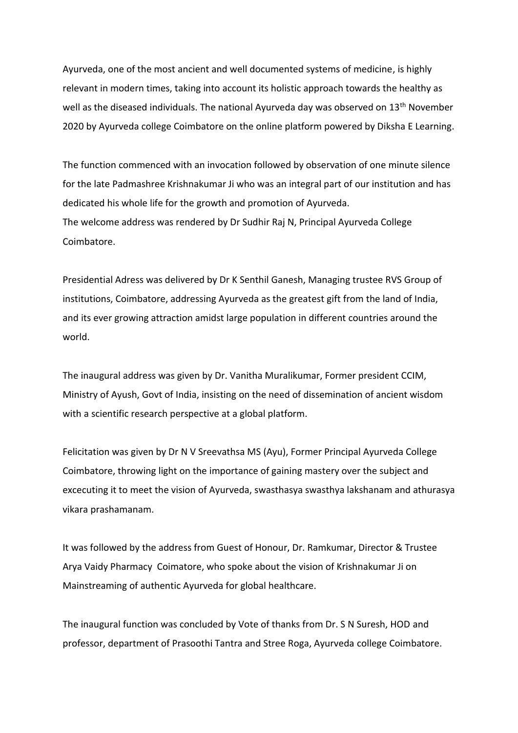Ayurveda, one of the most ancient and well documented systems of medicine, is highly relevant in modern times, taking into account its holistic approach towards the healthy as well as the diseased individuals. The national Ayurveda day was observed on 13th November 2020 by Ayurveda college Coimbatore on the online platform powered by Diksha E Learning.

The function commenced with an invocation followed by observation of one minute silence for the late Padmashree Krishnakumar Ji who was an integral part of our institution and has dedicated his whole life for the growth and promotion of Ayurveda.
The welcome address was rendered by Dr Sudhir Raj N, Principal Ayurveda College Coimbatore.

Presidential Adress was delivered by Dr K Senthil Ganesh, Managing trustee RVS Group of institutions, Coimbatore, addressing Ayurveda as the greatest gift from the land of India, and its ever growing attraction amidst large population in different countries around the world.

The inaugural address was given by Dr. Vanitha Muralikumar, Former president CCIM, Ministry of Ayush, Govt of India, insisting on the need of dissemination of ancient wisdom with a scientific research perspective at a global platform.

Felicitation was given by Dr N V Sreevathsa MS (Ayu), Former Principal Ayurveda College Coimbatore, throwing light on the importance of gaining mastery over the subject and excecuting it to meet the vision of Ayurveda, swasthasya swasthya lakshanam and athurasya vikara prashamanam.

It was followed by the address from Guest of Honour, Dr. Ramkumar, Director & Trustee Arya Vaidy Pharmacy Coimatore, who spoke about the vision of Krishnakumar Ji on Mainstreaming of authentic Ayurveda for global healthcare.

The inaugural function was concluded by Vote of thanks from Dr. S N Suresh, HOD and professor, department of Prasoothi Tantra and Stree Roga, Ayurveda college Coimbatore.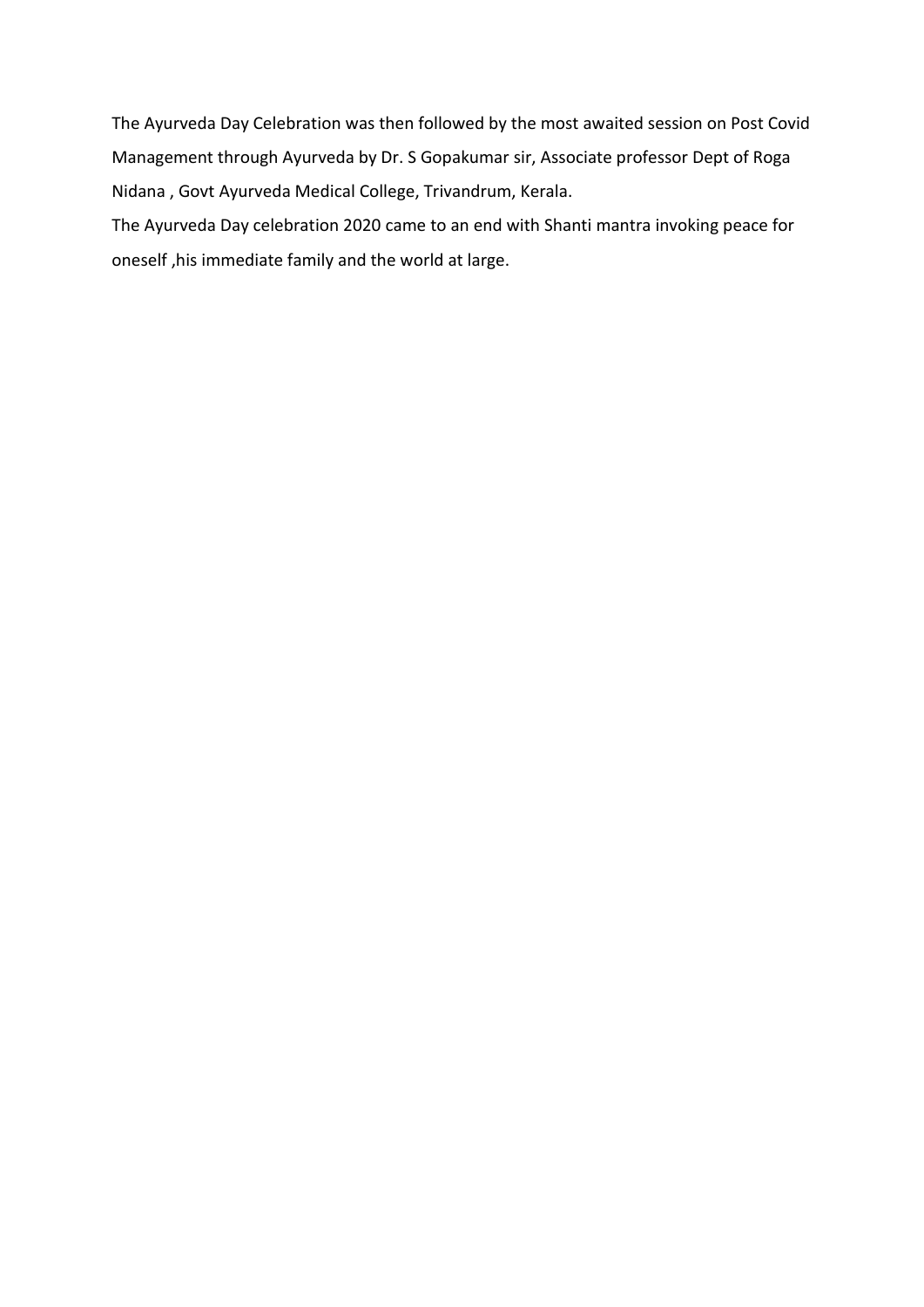The Ayurveda Day Celebration was then followed by the most awaited session on Post Covid Management through Ayurveda by Dr. S Gopakumar sir, Associate professor Dept of Roga Nidana , Govt Ayurveda Medical College, Trivandrum, Kerala.

The Ayurveda Day celebration 2020 came to an end with Shanti mantra invoking peace for oneself ,his immediate family and the world at large.